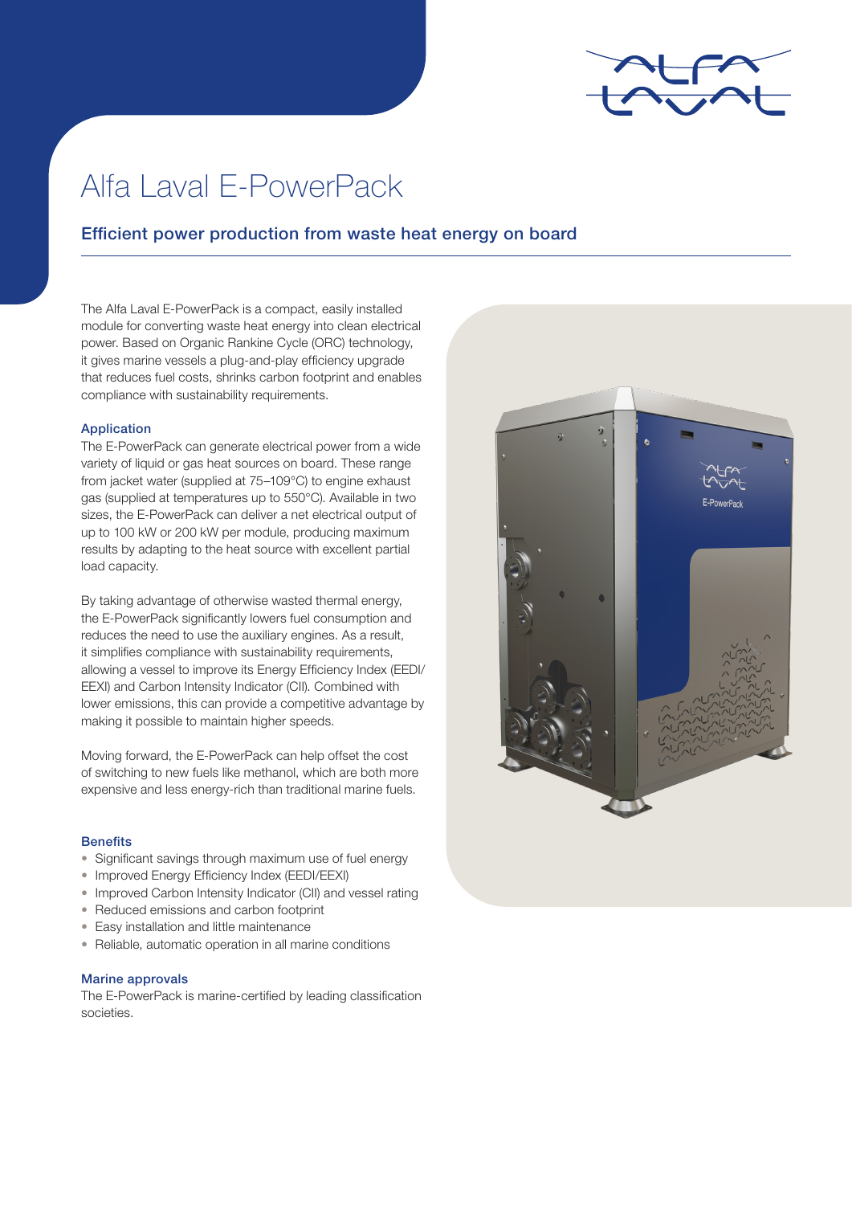# Alfa Laval E-PowerPack

## Efficient power production from waste heat energy on board

The Alfa Laval E-PowerPack is a compact, easily installed module for converting waste heat energy into clean electrical power. Based on Organic Rankine Cycle (ORC) technology, it gives marine vessels a plug-and-play efficiency upgrade that reduces fuel costs, shrinks carbon footprint and enables compliance with sustainability requirements.

### Application

The E-PowerPack can generate electrical power from a wide variety of liquid or gas heat sources on board. These range from jacket water (supplied at 75–109°C) to engine exhaust gas (supplied at temperatures up to 550°C). Available in two sizes, the E-PowerPack can deliver a net electrical output of up to 100 kW or 200 kW per module, producing maximum results by adapting to the heat source with excellent partial load capacity.

By taking advantage of otherwise wasted thermal energy, the E-PowerPack significantly lowers fuel consumption and reduces the need to use the auxiliary engines. As a result, it simplifies compliance with sustainability requirements, allowing a vessel to improve its Energy Efficiency Index (EEDI/EEXI) and Carbon Intensity Indicator (CII). Combined with lower emissions, this can provide a competitive advantage by making it possible to maintain higher speeds.

Moving forward, the E-PowerPack can help offset the cost of switching to new fuels like methanol, which are both more expensive and less energy-rich than traditional marine fuels.

### Benefits

- Significant savings through maximum use of fuel energy
- Improved Energy Efficiency Index (EEDI/EEXI)
- Improved Carbon Intensity Indicator (CII) and vessel rating
- Reduced emissions and carbon footprint
- Easy installation and little maintenance
- Reliable, automatic operation in all marine conditions

### Marine approvals

The E-PowerPack is marine-certified by leading classification societies.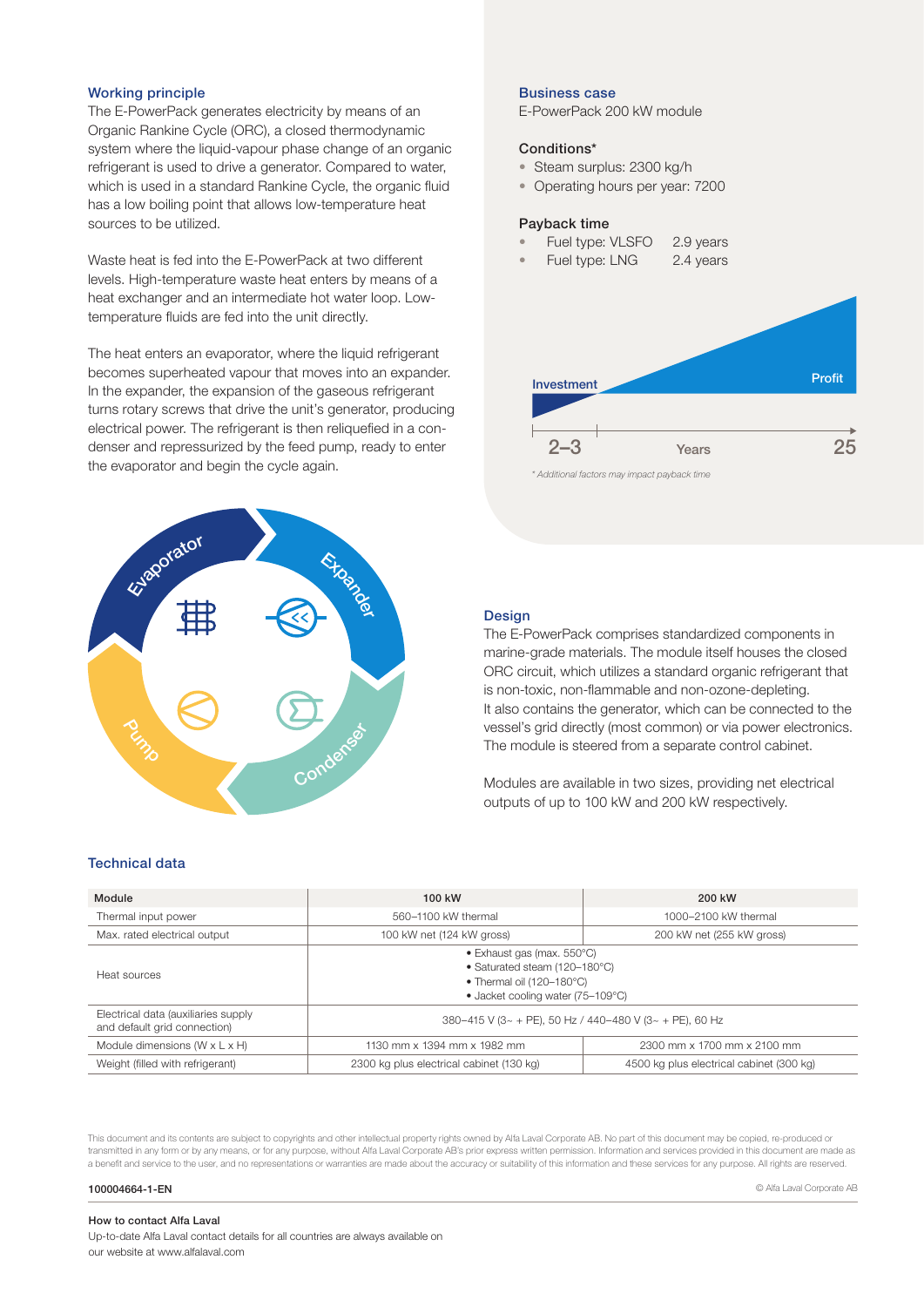## Working principle

The E-PowerPack generates electricity by means of an Organic Rankine Cycle (ORC), a closed thermodynamic system where the liquid-vapour phase change of an organic refrigerant is used to drive a generator. Compared to water, which is used in a standard Rankine Cycle, the organic fluid has a low boiling point that allows low-temperature heat sources to be utilized.

Waste heat is fed into the E-PowerPack at two different levels. High-temperature waste heat enters by means of a heat exchanger and an intermediate hot water loop. Low-temperature fluids are fed into the unit directly.

The heat enters an evaporator, where the liquid refrigerant becomes superheated vapour that moves into an expander. In the expander, the expansion of the gaseous refrigerant turns rotary screws that drive the unit's generator, producing electrical power. The refrigerant is then reliquefied in a condenser and repressurized by the feed pump, ready to enter the evaporator and begin the cycle again.

Evaporator
Expander
Condenser
Pump

## Business case

E-PowerPack 200 kW module

### Conditions*

- Steam surplus: 2300 kg/h
- Operating hours per year: 7200

### Payback time

- Fuel type: VLSFO 2.9 years
- Fuel type: LNG 2.4 years

Investment
Profit
2–3
Years
25

*\* Additional factors may impact payback time*

## Design

The E-PowerPack comprises standardized components in marine-grade materials. The module itself houses the closed ORC circuit, which utilizes a standard organic refrigerant that is non-toxic, non-flammable and non-ozone-depleting. It also contains the generator, which can be connected to the vessel's grid directly (most common) or via power electronics. The module is steered from a separate control cabinet.

Modules are available in two sizes, providing net electrical outputs of up to 100 kW and 200 kW respectively.

## Technical data

| Module | 100 kW | 200 kW |
|---|---|---|
| Thermal input power | 560–1100 kW thermal | 1000–2100 kW thermal |
| Max. rated electrical output | 100 kW net (124 kW gross) | 200 kW net (255 kW gross) |
| Heat sources | • Exhaust gas (max. 550°C) • Saturated steam (120–180°C) • Thermal oil (120–180°C) • Jacket cooling water (75–109°C) | |
| Electrical data (auxiliaries supply and default grid connection) | 380–415 V (3~ + PE), 50 Hz / 440–480 V (3~ + PE), 60 Hz | |
| Module dimensions (W x L x H) | 1130 mm x 1394 mm x 1982 mm | 2300 mm x 1700 mm x 2100 mm |
| Weight (filled with refrigerant) | 2300 kg plus electrical cabinet (130 kg) | 4500 kg plus electrical cabinet (300 kg) |

This document and its contents are subject to copyrights and other intellectual property rights owned by Alfa Laval Corporate AB. No part of this document may be copied, re-produced or transmitted in any form or by any means, or for any purpose, without Alfa Laval Corporate AB's prior express written permission. Information and services provided in this document are made as a benefit and service to the user, and no representations or warranties are made about the accuracy or suitability of this information and these services for any purpose. All rights are reserved.

100004664-1-EN

© Alfa Laval Corporate AB

**How to contact Alfa Laval**

Up-to-date Alfa Laval contact details for all countries are always available on our website at www.alfalaval.com